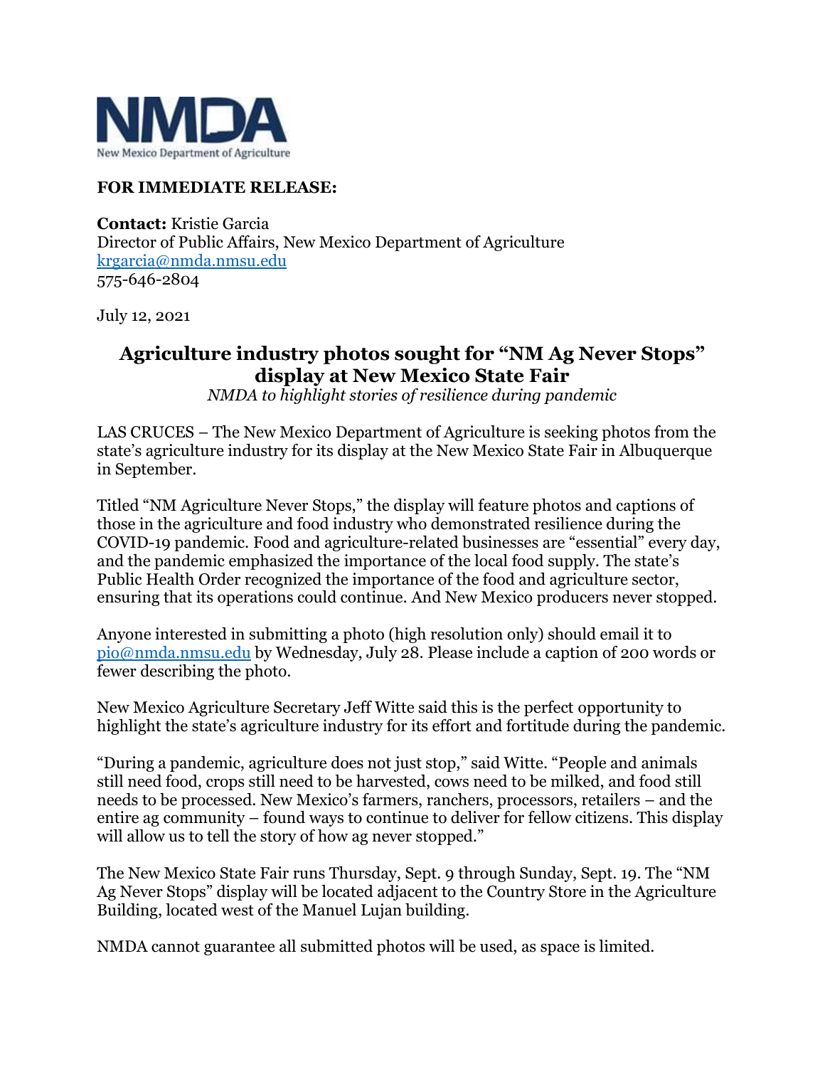NMDA

New Mexico Department of Agriculture

**FOR IMMEDIATE RELEASE:**

**Contact:** Kristie Garcia
Director of Public Affairs, New Mexico Department of Agriculture
krgarcia@nmda.nmsu.edu
575-646-2804

July 12, 2021

# Agriculture industry photos sought for "NM Ag Never Stops" display at New Mexico State Fair

*NMDA to highlight stories of resilience during pandemic*

LAS CRUCES – The New Mexico Department of Agriculture is seeking photos from the state's agriculture industry for its display at the New Mexico State Fair in Albuquerque in September.

Titled "NM Agriculture Never Stops," the display will feature photos and captions of those in the agriculture and food industry who demonstrated resilience during the COVID-19 pandemic. Food and agriculture-related businesses are "essential" every day, and the pandemic emphasized the importance of the local food supply. The state's Public Health Order recognized the importance of the food and agriculture sector, ensuring that its operations could continue. And New Mexico producers never stopped.

Anyone interested in submitting a photo (high resolution only) should email it to pio@nmda.nmsu.edu by Wednesday, July 28. Please include a caption of 200 words or fewer describing the photo.

New Mexico Agriculture Secretary Jeff Witte said this is the perfect opportunity to highlight the state's agriculture industry for its effort and fortitude during the pandemic.

"During a pandemic, agriculture does not just stop," said Witte. "People and animals still need food, crops still need to be harvested, cows need to be milked, and food still needs to be processed. New Mexico's farmers, ranchers, processors, retailers – and the entire ag community – found ways to continue to deliver for fellow citizens. This display will allow us to tell the story of how ag never stopped."

The New Mexico State Fair runs Thursday, Sept. 9 through Sunday, Sept. 19. The "NM Ag Never Stops" display will be located adjacent to the Country Store in the Agriculture Building, located west of the Manuel Lujan building.

NMDA cannot guarantee all submitted photos will be used, as space is limited.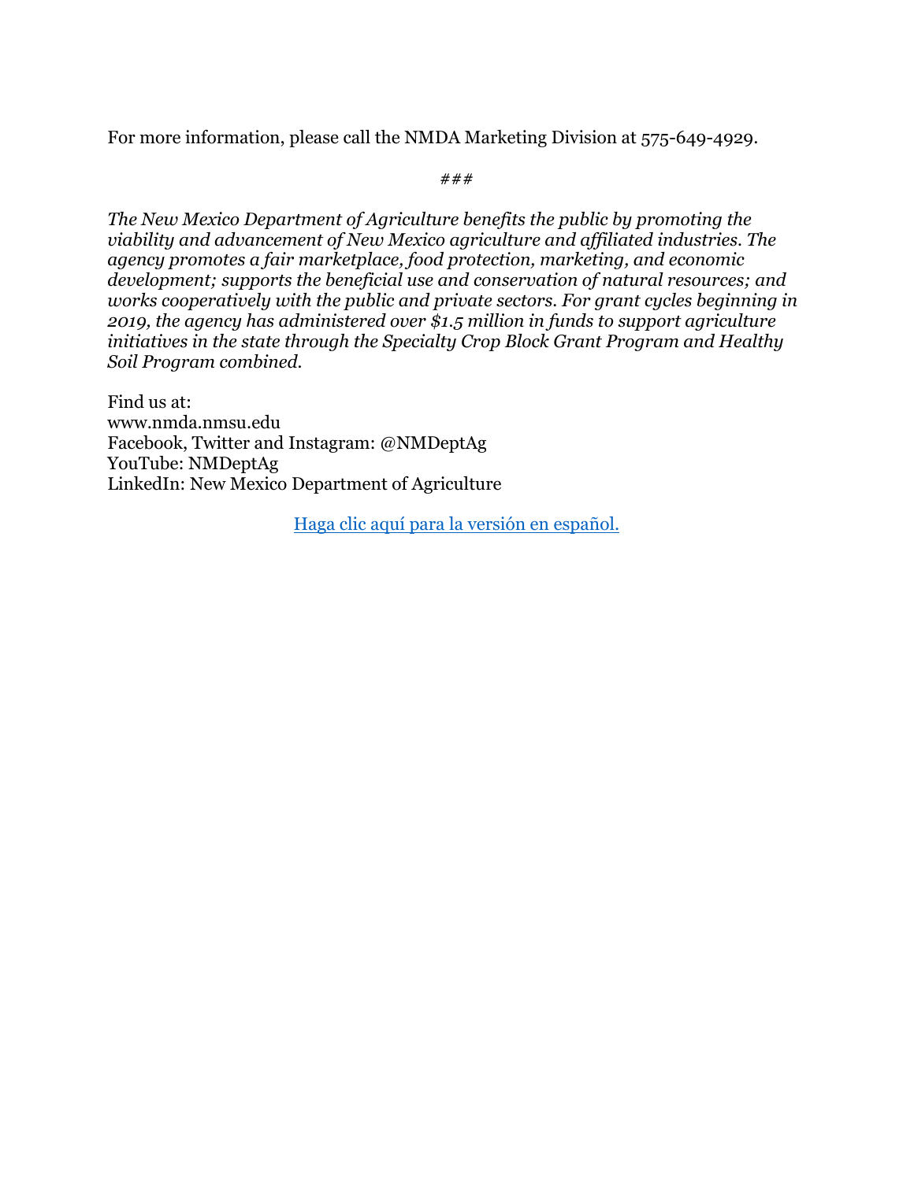For more information, please call the NMDA Marketing Division at 575-649-4929.

###

*The New Mexico Department of Agriculture benefits the public by promoting the viability and advancement of New Mexico agriculture and affiliated industries. The agency promotes a fair marketplace, food protection, marketing, and economic development; supports the beneficial use and conservation of natural resources; and works cooperatively with the public and private sectors. For grant cycles beginning in 2019, the agency has administered over $1.5 million in funds to support agriculture initiatives in the state through the Specialty Crop Block Grant Program and Healthy Soil Program combined.*

Find us at:
www.nmda.nmsu.edu
Facebook, Twitter and Instagram: @NMDeptAg
YouTube: NMDeptAg
LinkedIn: New Mexico Department of Agriculture

Haga clic aquí para la versión en español.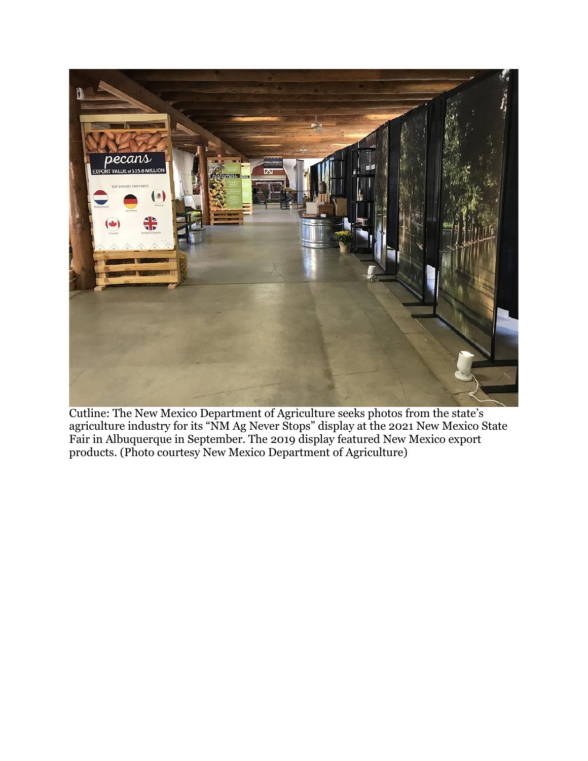Cutline: The New Mexico Department of Agriculture seeks photos from the state’s agriculture industry for its “NM Ag Never Stops” display at the 2021 New Mexico State Fair in Albuquerque in September. The 2019 display featured New Mexico export products. (Photo courtesy New Mexico Department of Agriculture)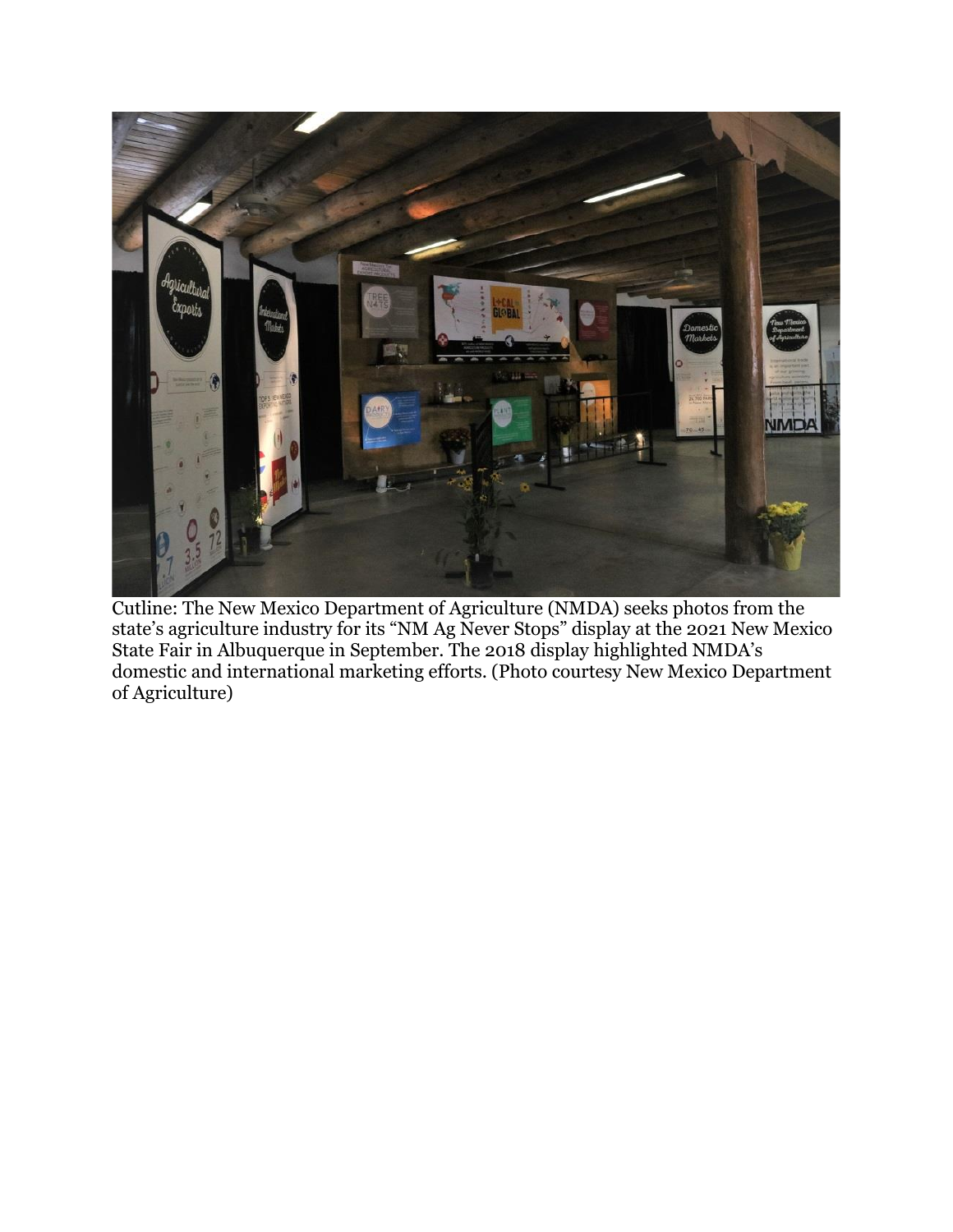Cutline: The New Mexico Department of Agriculture (NMDA) seeks photos from the state's agriculture industry for its "NM Ag Never Stops" display at the 2021 New Mexico State Fair in Albuquerque in September. The 2018 display highlighted NMDA's domestic and international marketing efforts. (Photo courtesy New Mexico Department of Agriculture)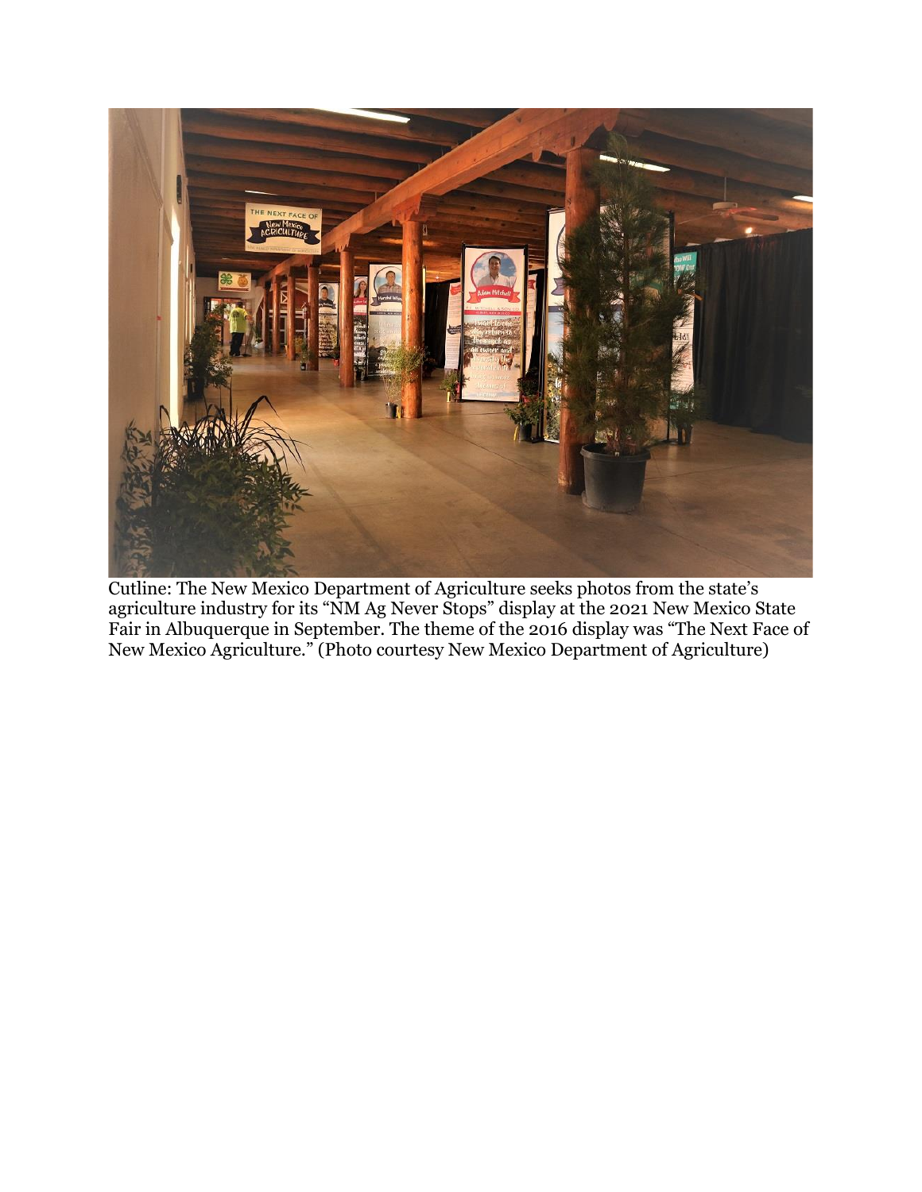Cutline: The New Mexico Department of Agriculture seeks photos from the state's agriculture industry for its "NM Ag Never Stops" display at the 2021 New Mexico State Fair in Albuquerque in September. The theme of the 2016 display was "The Next Face of New Mexico Agriculture." (Photo courtesy New Mexico Department of Agriculture)